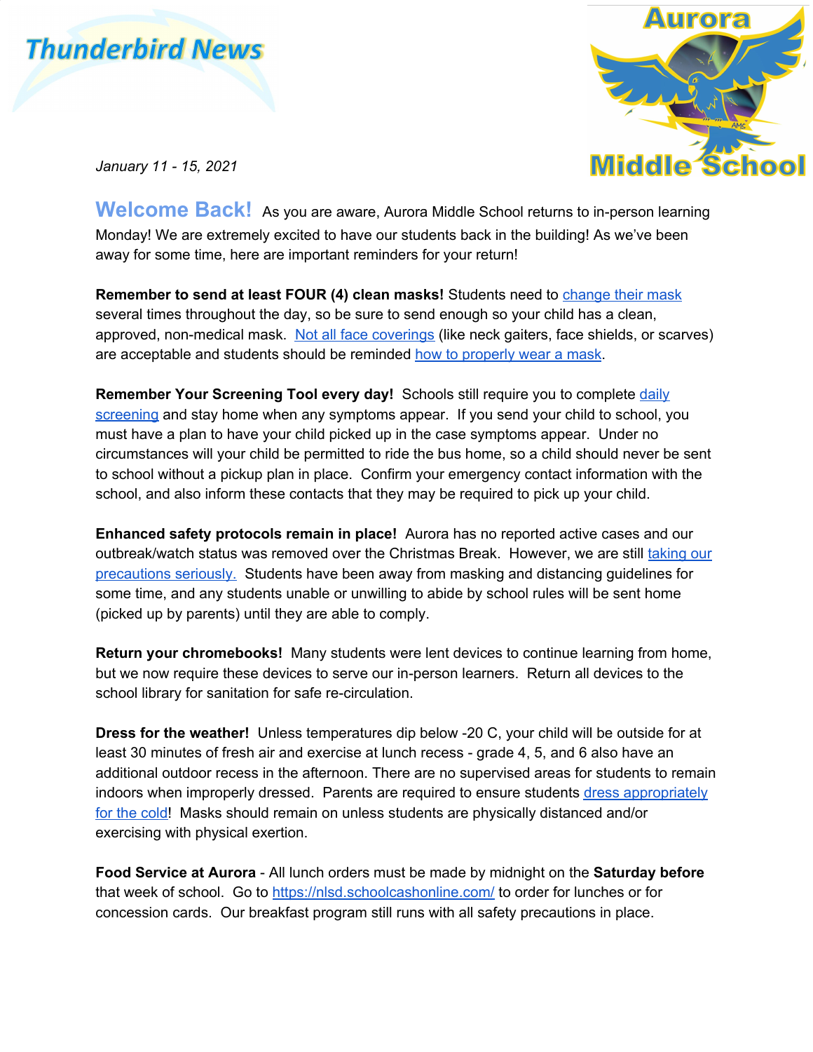# Thunderbird News

**Aurora Middle School**

*January 11 - 15, 2021*

**Welcome Back!** As you are aware, Aurora Middle School returns to in-person learning Monday! We are extremely excited to have our students back in the building! As we've been away for some time, here are important reminders for your return!

**Remember to send at least FOUR (4) clean masks!** Students need to change their mask several times throughout the day, so be sure to send enough so your child has a clean, approved, non-medical mask. Not all face coverings (like neck gaiters, face shields, or scarves) are acceptable and students should be reminded how to properly wear a mask.

**Remember Your Screening Tool every day!** Schools still require you to complete daily screening and stay home when any symptoms appear. If you send your child to school, you must have a plan to have your child picked up in the case symptoms appear. Under no circumstances will your child be permitted to ride the bus home, so a child should never be sent to school without a pickup plan in place. Confirm your emergency contact information with the school, and also inform these contacts that they may be required to pick up your child.

**Enhanced safety protocols remain in place!** Aurora has no reported active cases and our outbreak/watch status was removed over the Christmas Break. However, we are still taking our precautions seriously. Students have been away from masking and distancing guidelines for some time, and any students unable or unwilling to abide by school rules will be sent home (picked up by parents) until they are able to comply.

**Return your chromebooks!** Many students were lent devices to continue learning from home, but we now require these devices to serve our in-person learners. Return all devices to the school library for sanitation for safe re-circulation.

**Dress for the weather!** Unless temperatures dip below -20 C, your child will be outside for at least 30 minutes of fresh air and exercise at lunch recess - grade 4, 5, and 6 also have an additional outdoor recess in the afternoon. There are no supervised areas for students to remain indoors when improperly dressed. Parents are required to ensure students dress appropriately for the cold! Masks should remain on unless students are physically distanced and/or exercising with physical exertion.

**Food Service at Aurora** - All lunch orders must be made by midnight on the **Saturday before** that week of school. Go to https://nlsd.schoolcashonline.com/ to order for lunches or for concession cards. Our breakfast program still runs with all safety precautions in place.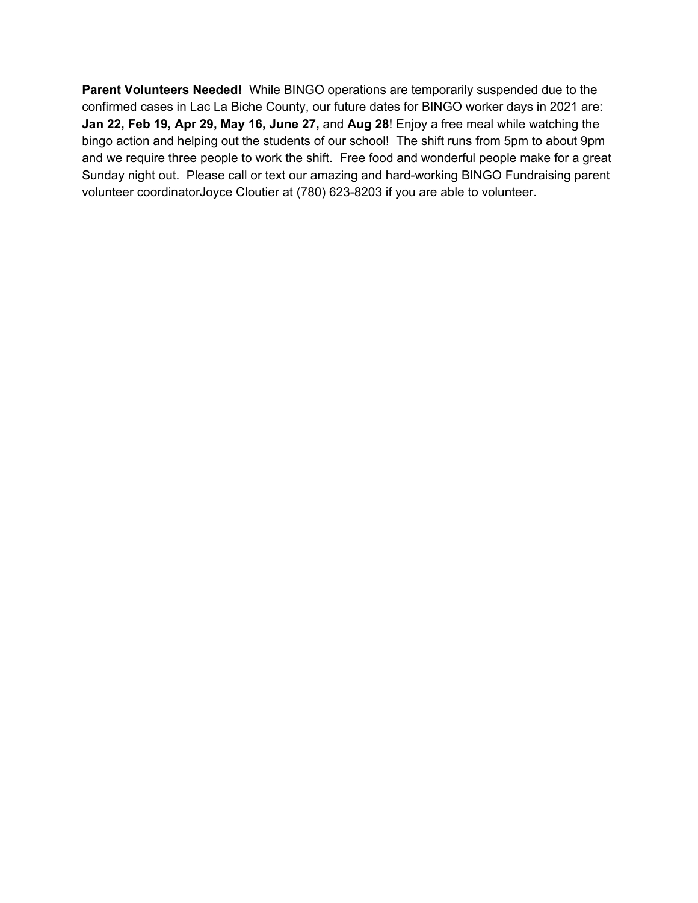**Parent Volunteers Needed!** While BINGO operations are temporarily suspended due to the confirmed cases in Lac La Biche County, our future dates for BINGO worker days in 2021 are: **Jan 22, Feb 19, Apr 29, May 16, June 27,** and **Aug 28**! Enjoy a free meal while watching the bingo action and helping out the students of our school! The shift runs from 5pm to about 9pm and we require three people to work the shift. Free food and wonderful people make for a great Sunday night out. Please call or text our amazing and hard-working BINGO Fundraising parent volunteer coordinatorJoyce Cloutier at (780) 623-8203 if you are able to volunteer.